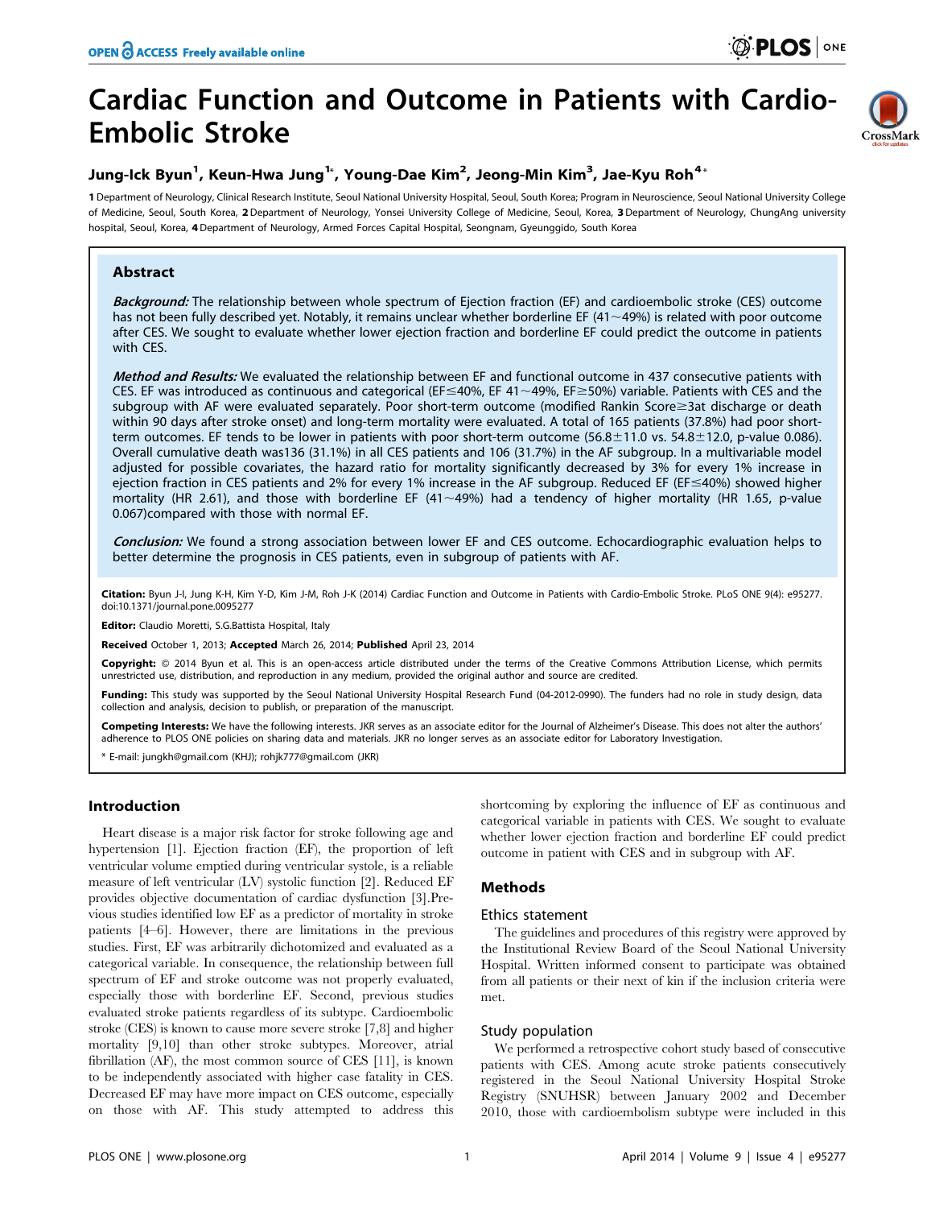# Cardiac Function and Outcome in Patients with Cardio-Embolic Stroke

**Jung-Ick Byun[1], Keun-Hwa Jung[1*], Young-Dae Kim[2], Jeong-Min Kim[3], Jae-Kyu Roh[4*]**

1 Department of Neurology, Clinical Research Institute, Seoul National University Hospital, Seoul, South Korea; Program in Neuroscience, Seoul National University College of Medicine, Seoul, South Korea, 2 Department of Neurology, Yonsei University College of Medicine, Seoul, Korea, 3 Department of Neurology, ChungAng university hospital, Seoul, Korea, 4 Department of Neurology, Armed Forces Capital Hospital, Seongnam, Gyeunggido, South Korea

## Abstract

***Background:*** The relationship between whole spectrum of Ejection fraction (EF) and cardioembolic stroke (CES) outcome has not been fully described yet. Notably, it remains unclear whether borderline EF (41~49%) is related with poor outcome after CES. We sought to evaluate whether lower ejection fraction and borderline EF could predict the outcome in patients with CES.

***Method and Results:*** We evaluated the relationship between EF and functional outcome in 437 consecutive patients with CES. EF was introduced as continuous and categorical (EF≤40%, EF 41~49%, EF≥50%) variable. Patients with CES and the subgroup with AF were evaluated separately. Poor short-term outcome (modified Rankin Score≥3at discharge or death within 90 days after stroke onset) and long-term mortality were evaluated. A total of 165 patients (37.8%) had poor short-term outcomes. EF tends to be lower in patients with poor short-term outcome (56.8±11.0 vs. 54.8±12.0, p-value 0.086). Overall cumulative death was136 (31.1%) in all CES patients and 106 (31.7%) in the AF subgroup. In a multivariable model adjusted for possible covariates, the hazard ratio for mortality significantly decreased by 3% for every 1% increase in ejection fraction in CES patients and 2% for every 1% increase in the AF subgroup. Reduced EF (EF≤40%) showed higher mortality (HR 2.61), and those with borderline EF (41~49%) had a tendency of higher mortality (HR 1.65, p-value 0.067)compared with those with normal EF.

***Conclusion:*** We found a strong association between lower EF and CES outcome. Echocardiographic evaluation helps to better determine the prognosis in CES patients, even in subgroup of patients with AF.

**Citation:** Byun J-I, Jung K-H, Kim Y-D, Kim J-M, Roh J-K (2014) Cardiac Function and Outcome in Patients with Cardio-Embolic Stroke. PLoS ONE 9(4): e95277. doi:10.1371/journal.pone.0095277

**Editor:** Claudio Moretti, S.G.Battista Hospital, Italy

**Received** October 1, 2013; **Accepted** March 26, 2014; **Published** April 23, 2014

**Copyright:** © 2014 Byun et al. This is an open-access article distributed under the terms of the Creative Commons Attribution License, which permits unrestricted use, distribution, and reproduction in any medium, provided the original author and source are credited.

**Funding:** This study was supported by the Seoul National University Hospital Research Fund (04-2012-0990). The funders had no role in study design, data collection and analysis, decision to publish, or preparation of the manuscript.

**Competing Interests:** We have the following interests. JKR serves as an associate editor for the Journal of Alzheimer's Disease. This does not alter the authors' adherence to PLOS ONE policies on sharing data and materials. JKR no longer serves as an associate editor for Laboratory Investigation.

\* E-mail: jungkh@gmail.com (KHJ); rohjk777@gmail.com (JKR)

## Introduction

Heart disease is a major risk factor for stroke following age and hypertension [1]. Ejection fraction (EF), the proportion of left ventricular volume emptied during ventricular systole, is a reliable measure of left ventricular (LV) systolic function [2]. Reduced EF provides objective documentation of cardiac dysfunction [3].Previous studies identified low EF as a predictor of mortality in stroke patients [4–6]. However, there are limitations in the previous studies. First, EF was arbitrarily dichotomized and evaluated as a categorical variable. In consequence, the relationship between full spectrum of EF and stroke outcome was not properly evaluated, especially those with borderline EF. Second, previous studies evaluated stroke patients regardless of its subtype. Cardioembolic stroke (CES) is known to cause more severe stroke [7,8] and higher mortality [9,10] than other stroke subtypes. Moreover, atrial fibrillation (AF), the most common source of CES [11], is known to be independently associated with higher case fatality in CES. Decreased EF may have more impact on CES outcome, especially on those with AF. This study attempted to address this shortcoming by exploring the influence of EF as continuous and categorical variable in patients with CES. We sought to evaluate whether lower ejection fraction and borderline EF could predict outcome in patient with CES and in subgroup with AF.

## Methods

### Ethics statement

The guidelines and procedures of this registry were approved by the Institutional Review Board of the Seoul National University Hospital. Written informed consent to participate was obtained from all patients or their next of kin if the inclusion criteria were met.

### Study population

We performed a retrospective cohort study based of consecutive patients with CES. Among acute stroke patients consecutively registered in the Seoul National University Hospital Stroke Registry (SNUHSR) between January 2002 and December 2010, those with cardioembolism subtype were included in this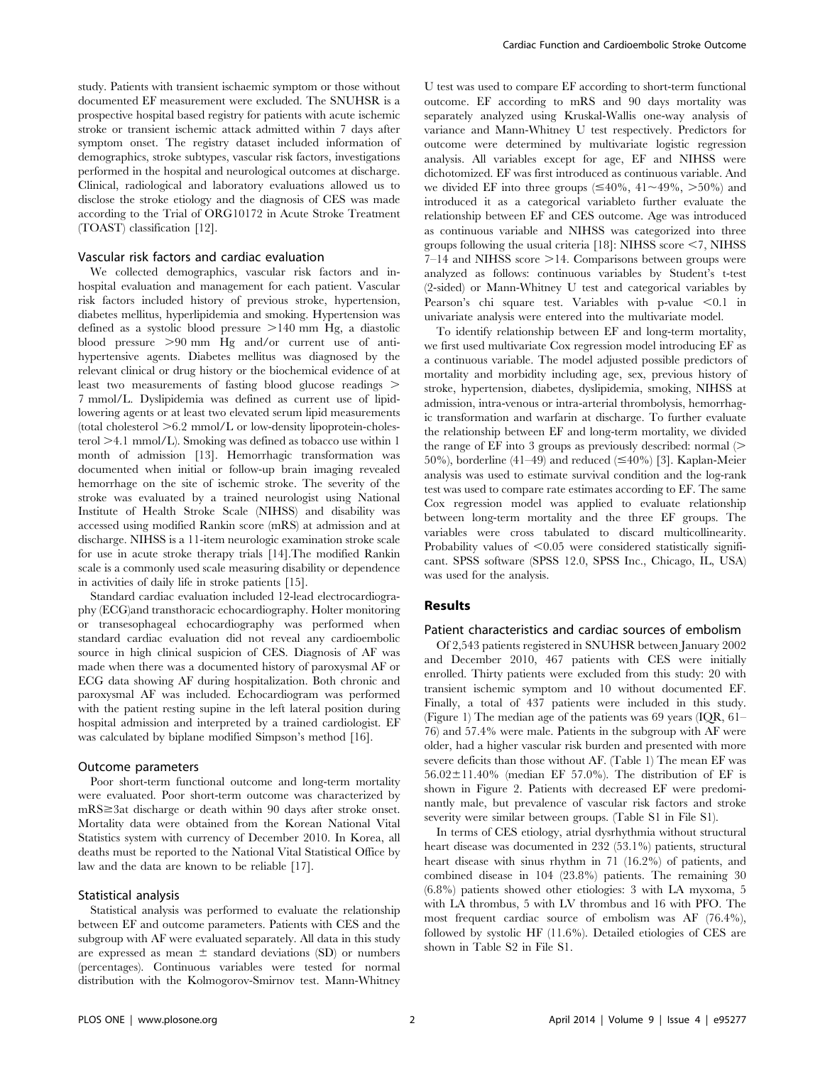study. Patients with transient ischaemic symptom or those without documented EF measurement were excluded. The SNUHSR is a prospective hospital based registry for patients with acute ischemic stroke or transient ischemic attack admitted within 7 days after symptom onset. The registry dataset included information of demographics, stroke subtypes, vascular risk factors, investigations performed in the hospital and neurological outcomes at discharge. Clinical, radiological and laboratory evaluations allowed us to disclose the stroke etiology and the diagnosis of CES was made according to the Trial of ORG10172 in Acute Stroke Treatment (TOAST) classification [12].

### Vascular risk factors and cardiac evaluation

We collected demographics, vascular risk factors and in-hospital evaluation and management for each patient. Vascular risk factors included history of previous stroke, hypertension, diabetes mellitus, hyperlipidemia and smoking. Hypertension was defined as a systolic blood pressure >140 mm Hg, a diastolic blood pressure >90 mm Hg and/or current use of anti-hypertensive agents. Diabetes mellitus was diagnosed by the relevant clinical or drug history or the biochemical evidence of at least two measurements of fasting blood glucose readings > 7 mmol/L. Dyslipidemia was defined as current use of lipid-lowering agents or at least two elevated serum lipid measurements (total cholesterol >6.2 mmol/L or low-density lipoprotein-cholesterol >4.1 mmol/L). Smoking was defined as tobacco use within 1 month of admission [13]. Hemorrhagic transformation was documented when initial or follow-up brain imaging revealed hemorrhage on the site of ischemic stroke. The severity of the stroke was evaluated by a trained neurologist using National Institute of Health Stroke Scale (NIHSS) and disability was accessed using modified Rankin score (mRS) at admission and at discharge. NIHSS is a 11-item neurologic examination stroke scale for use in acute stroke therapy trials [14].The modified Rankin scale is a commonly used scale measuring disability or dependence in activities of daily life in stroke patients [15].

Standard cardiac evaluation included 12-lead electrocardiography (ECG)and transthoracic echocardiography. Holter monitoring or transesophageal echocardiography was performed when standard cardiac evaluation did not reveal any cardioembolic source in high clinical suspicion of CES. Diagnosis of AF was made when there was a documented history of paroxysmal AF or ECG data showing AF during hospitalization. Both chronic and paroxysmal AF was included. Echocardiogram was performed with the patient resting supine in the left lateral position during hospital admission and interpreted by a trained cardiologist. EF was calculated by biplane modified Simpson's method [16].

### Outcome parameters

Poor short-term functional outcome and long-term mortality were evaluated. Poor short-term outcome was characterized by mRS≥3at discharge or death within 90 days after stroke onset. Mortality data were obtained from the Korean National Vital Statistics system with currency of December 2010. In Korea, all deaths must be reported to the National Vital Statistical Office by law and the data are known to be reliable [17].

### Statistical analysis

Statistical analysis was performed to evaluate the relationship between EF and outcome parameters. Patients with CES and the subgroup with AF were evaluated separately. All data in this study are expressed as mean ± standard deviations (SD) or numbers (percentages). Continuous variables were tested for normal distribution with the Kolmogorov-Smirnov test. Mann-Whitney U test was used to compare EF according to short-term functional outcome. EF according to mRS and 90 days mortality was separately analyzed using Kruskal-Wallis one-way analysis of variance and Mann-Whitney U test respectively. Predictors for outcome were determined by multivariate logistic regression analysis. All variables except for age, EF and NIHSS were dichotomized. EF was first introduced as continuous variable. And we divided EF into three groups (≤40%, 41~49%, >50%) and introduced it as a categorical variableto further evaluate the relationship between EF and CES outcome. Age was introduced as continuous variable and NIHSS was categorized into three groups following the usual criteria [18]: NIHSS score <7, NIHSS 7–14 and NIHSS score >14. Comparisons between groups were analyzed as follows: continuous variables by Student's t-test (2-sided) or Mann-Whitney U test and categorical variables by Pearson's chi square test. Variables with p-value <0.1 in univariate analysis were entered into the multivariate model.

To identify relationship between EF and long-term mortality, we first used multivariate Cox regression model introducing EF as a continuous variable. The model adjusted possible predictors of mortality and morbidity including age, sex, previous history of stroke, hypertension, diabetes, dyslipidemia, smoking, NIHSS at admission, intra-venous or intra-arterial thrombolysis, hemorrhagic transformation and warfarin at discharge. To further evaluate the relationship between EF and long-term mortality, we divided the range of EF into 3 groups as previously described: normal (> 50%), borderline (41–49) and reduced (≤40%) [3]. Kaplan-Meier analysis was used to estimate survival condition and the log-rank test was used to compare rate estimates according to EF. The same Cox regression model was applied to evaluate relationship between long-term mortality and the three EF groups. The variables were cross tabulated to discard multicollinearity. Probability values of <0.05 were considered statistically significant. SPSS software (SPSS 12.0, SPSS Inc., Chicago, IL, USA) was used for the analysis.

## Results

### Patient characteristics and cardiac sources of embolism

Of 2,543 patients registered in SNUHSR between January 2002 and December 2010, 467 patients with CES were initially enrolled. Thirty patients were excluded from this study: 20 with transient ischemic symptom and 10 without documented EF. Finally, a total of 437 patients were included in this study. (Figure 1) The median age of the patients was 69 years (IQR, 61–76) and 57.4% were male. Patients in the subgroup with AF were older, had a higher vascular risk burden and presented with more severe deficits than those without AF. (Table 1) The mean EF was 56.02±11.40% (median EF 57.0%). The distribution of EF is shown in Figure 2. Patients with decreased EF were predominantly male, but prevalence of vascular risk factors and stroke severity were similar between groups. (Table S1 in File S1).

In terms of CES etiology, atrial dysrhythmia without structural heart disease was documented in 232 (53.1%) patients, structural heart disease with sinus rhythm in 71 (16.2%) of patients, and combined disease in 104 (23.8%) patients. The remaining 30 (6.8%) patients showed other etiologies: 3 with LA myxoma, 5 with LA thrombus, 5 with LV thrombus and 16 with PFO. The most frequent cardiac source of embolism was AF (76.4%), followed by systolic HF (11.6%). Detailed etiologies of CES are shown in Table S2 in File S1.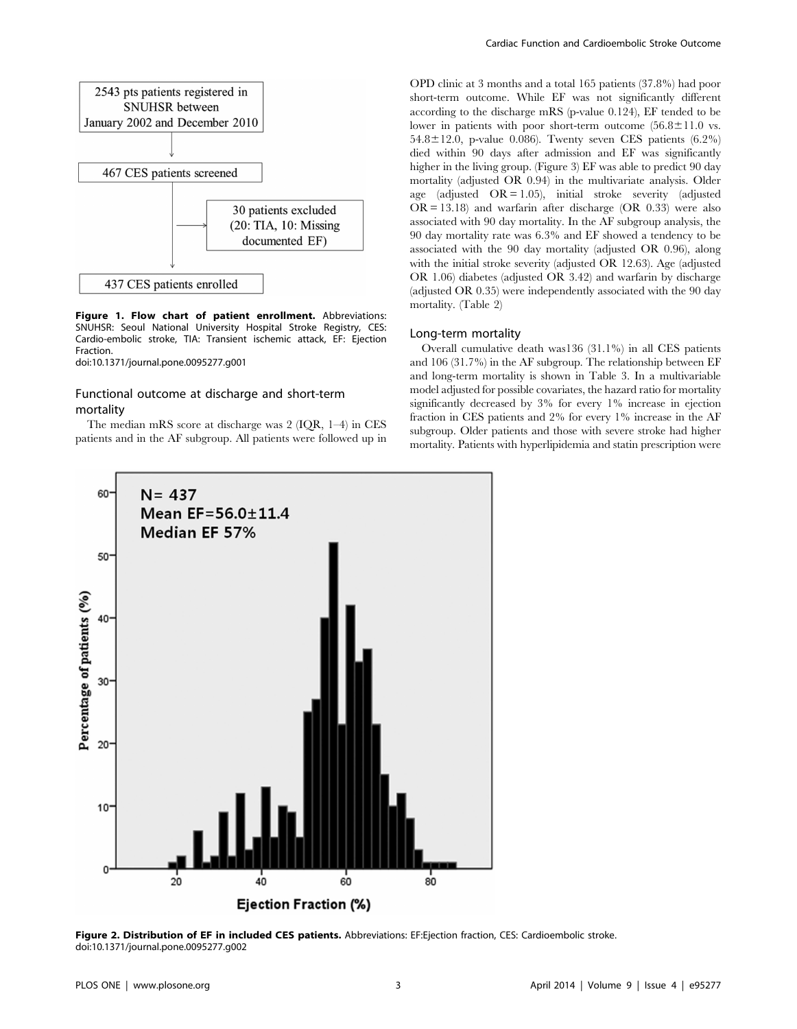Figure 1. Flow chart of patient enrollment. Abbreviations: SNUHSR: Seoul National University Hospital Stroke Registry, CES: Cardio-embolic stroke, TIA: Transient ischemic attack, EF: Ejection Fraction.
doi:10.1371/journal.pone.0095277.g001

## Functional outcome at discharge and short-term mortality

The median mRS score at discharge was 2 (IQR, 1–4) in CES patients and in the AF subgroup. All patients were followed up in OPD clinic at 3 months and a total 165 patients (37.8%) had poor short-term outcome. While EF was not significantly different according to the discharge mRS (p-value 0.124), EF tended to be lower in patients with poor short-term outcome (56.8±11.0 vs. 54.8±12.0, p-value 0.086). Twenty seven CES patients (6.2%) died within 90 days after admission and EF was significantly higher in the living group. (Figure 3) EF was able to predict 90 day mortality (adjusted OR 0.94) in the multivariate analysis. Older age (adjusted OR = 1.05), initial stroke severity (adjusted OR = 13.18) and warfarin after discharge (OR 0.33) were also associated with 90 day mortality. In the AF subgroup analysis, the 90 day mortality rate was 6.3% and EF showed a tendency to be associated with the 90 day mortality (adjusted OR 0.96), along with the initial stroke severity (adjusted OR 12.63). Age (adjusted OR 1.06) diabetes (adjusted OR 3.42) and warfarin by discharge (adjusted OR 0.35) were independently associated with the 90 day mortality. (Table 2)

## Long-term mortality

Overall cumulative death was136 (31.1%) in all CES patients and 106 (31.7%) in the AF subgroup. The relationship between EF and long-term mortality is shown in Table 3. In a multivariable model adjusted for possible covariates, the hazard ratio for mortality significantly decreased by 3% for every 1% increase in ejection fraction in CES patients and 2% for every 1% increase in the AF subgroup. Older patients and those with severe stroke had higher mortality. Patients with hyperlipidemia and statin prescription were

Figure 2. Distribution of EF in included CES patients. Abbreviations: EF:Ejection fraction, CES: Cardioembolic stroke.
doi:10.1371/journal.pone.0095277.g002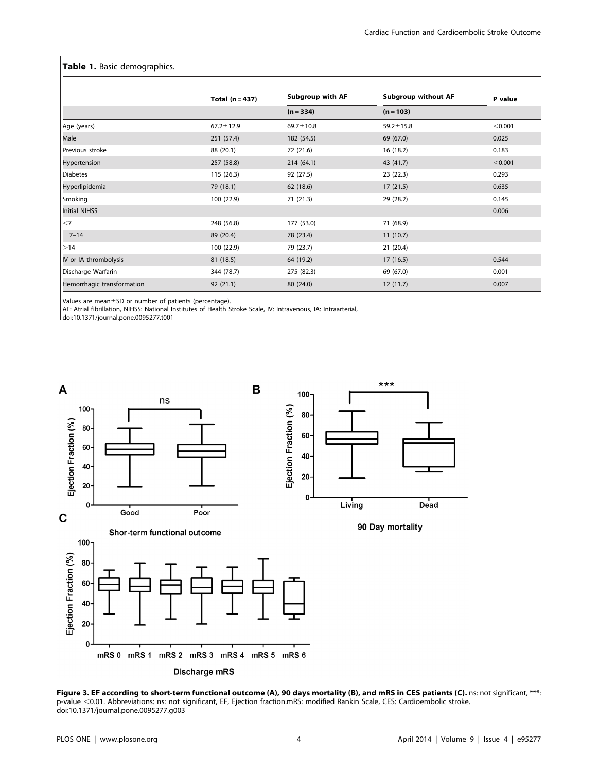**Table 1.** Basic demographics.

| | Total (n = 437) | Subgroup with AF | Subgroup without AF | P value |
|---|---|---|---|---|
| | | (n = 334) | (n = 103) | |
| Age (years) | 67.2±12.9 | 69.7±10.8 | 59.2±15.8 | <0.001 |
| Male | 251 (57.4) | 182 (54.5) | 69 (67.0) | 0.025 |
| Previous stroke | 88 (20.1) | 72 (21.6) | 16 (18.2) | 0.183 |
| Hypertension | 257 (58.8) | 214 (64.1) | 43 (41.7) | <0.001 |
| Diabetes | 115 (26.3) | 92 (27.5) | 23 (22.3) | 0.293 |
| Hyperlipidemia | 79 (18.1) | 62 (18.6) | 17 (21.5) | 0.635 |
| Smoking | 100 (22.9) | 71 (21.3) | 29 (28.2) | 0.145 |
| Initial NIHSS | | | | 0.006 |
| <7 | 248 (56.8) | 177 (53.0) | 71 (68.9) | |
| 7–14 | 89 (20.4) | 78 (23.4) | 11 (10.7) | |
| >14 | 100 (22.9) | 79 (23.7) | 21 (20.4) | |
| IV or IA thrombolysis | 81 (18.5) | 64 (19.2) | 17 (16.5) | 0.544 |
| Discharge Warfarin | 344 (78.7) | 275 (82.3) | 69 (67.0) | 0.001 |
| Hemorrhagic transformation | 92 (21.1) | 80 (24.0) | 12 (11.7) | 0.007 |

Values are mean±SD or number of patients (percentage).
AF: Atrial fibrillation, NIHSS: National Institutes of Health Stroke Scale, IV: Intravenous, IA: Intraarterial,
doi:10.1371/journal.pone.0095277.t001

**Figure 3. EF according to short-term functional outcome (A), 90 days mortality (B), and mRS in CES patients (C).** ns: not significant, ***: p-value <0.01. Abbreviations: ns: not significant, EF, Ejection fraction.mRS: modified Rankin Scale, CES: Cardioembolic stroke.
doi:10.1371/journal.pone.0095277.g003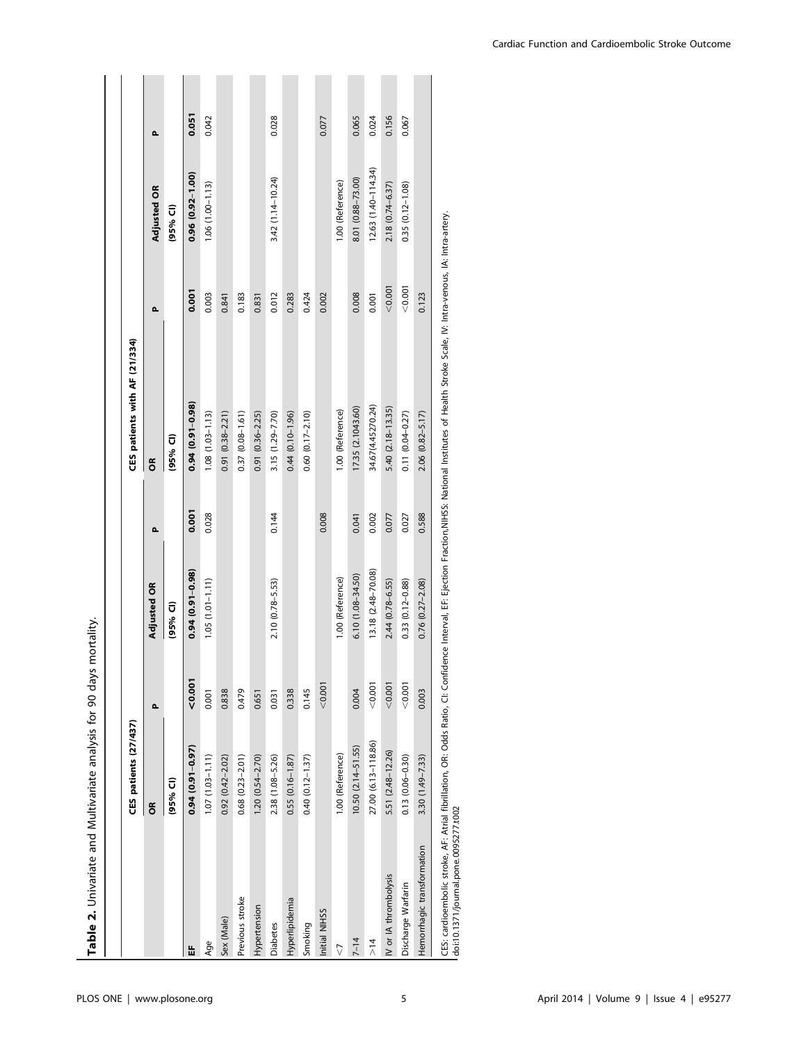**Table 2.** Univariate and Multivariate analysis for 90 days mortality.

| | CES patients (27/437) | | | | CES patients with AF (21/334) | | | |
|---|---|---|---|---|---|---|---|---|
| | OR | P | Adjusted OR | P | OR | P | Adjusted OR | P |
| | (95% CI) | | (95% CI) | | (95% CI) | | (95% CI) | |
| **EF** | **0.94 (0.91–0.97)** | **<0.001** | **0.94 (0.91–0.98)** | **0.001** | **0.94 (0.91–0.98)** | **0.001** | **0.96 (0.92–1.00)** | **0.051** |
| Age | 1.07 (1.03–1.11) | 0.001 | 1.05 (1.01–1.11) | 0.028 | 1.08 (1.03–1.13) | 0.003 | 1.06 (1.00–1.13) | 0.042 |
| Sex (Male) | 0.92 (0.42–2.02) | 0.838 | | | 0.91 (0.38–2.21) | 0.841 | | |
| Previous stroke | 0.68 (0.23–2.01) | 0.479 | | | 0.37 (0.08–1.61) | 0.183 | | |
| Hypertension | 1.20 (0.54–2.70) | 0.651 | | | 0.91 (0.36–2.25) | 0.831 | | |
| Diabetes | 2.38 (1.08–5.26) | 0.031 | 2.10 (0.78–5.53) | 0.144 | 3.15 (1.29–7.70) | 0.012 | 3.42 (1.14–10.24) | 0.028 |
| Hyperlipidemia | 0.55 (0.16–1.87) | 0.338 | | | 0.44 (0.10–1.96) | 0.283 | | |
| Smoking | 0.40 (0.12–1.37) | 0.145 | | | 0.60 (0.17–2.10) | 0.424 | | |
| Initial NIHSS | | <0.001 | | 0.008 | | 0.002 | | 0.077 |
| <7 | 1.00 (Reference) | | 1.00 (Reference) | | 1.00 (Reference) | | 1.00 (Reference) | |
| 7–14 | 10.50 (2.14–51.55) | 0.004 | 6.10 (1.08–34.50) | 0.041 | 17.35 (2.1043.60) | 0.008 | 8.01 (0.88–73.00) | 0.065 |
| >14 | 27.00 (6.13–118.86) | <0.001 | 13.18 (2.48–70.08) | 0.002 | 34.67(4.45270.24) | 0.001 | 12.63 (1.40–114.34) | 0.024 |
| IV or IA thrombolysis | 5.51 (2.48–12.26) | <0.001 | 2.44 (0.78–6.55) | 0.077 | 5.40 (2.18–13.35) | <0.001 | 2.18 (0.74–6.37) | 0.156 |
| Discharge Warfarin | 0.13 (0.06–0.30) | <0.001 | 0.33 (0.12–0.88) | 0.027 | 0.11 (0.04–0.27) | <0.001 | 0.35 (0.12–1.08) | 0.067 |
| Hemorrhagic transformation | 3.30 (1.49–7.33) | 0.003 | 0.76 (0.27–2.08) | 0.588 | 2.06 (0.82–5.17) | 0.123 | | |

CES: cardioembolic stroke, AF: Atrial fibrillation, OR: Odds Ratio, CI: Confidence Interval, EF: Ejection Fraction,NIHSS: National Institutes of Health Stroke Scale, IV: Intra-venous, IA: Intra-artery.
doi:10.1371/journal.pone.0095277.t002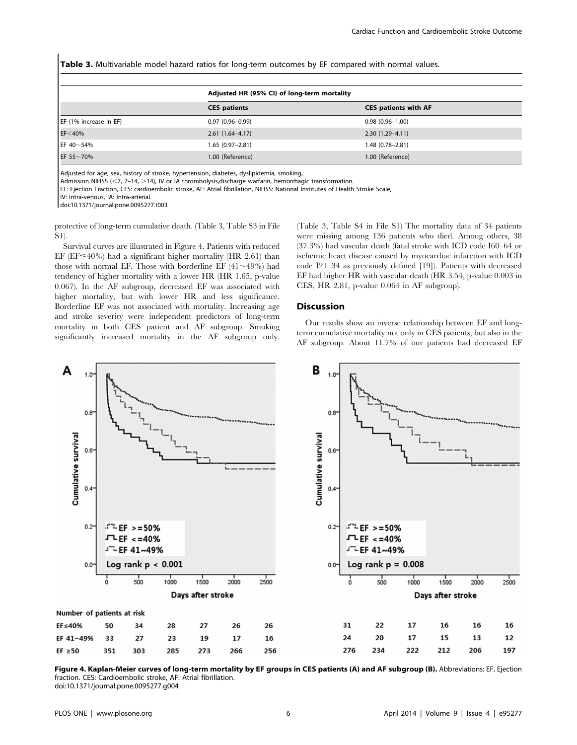**Table 3.** Multivariable model hazard ratios for long-term outcomes by EF compared with normal values.

| | Adjusted HR (95% CI) of long-term mortality | |
|---|---|---|
| | **CES patients** | **CES patients with AF** |
| EF (1% increase in EF) | 0.97 (0.96–0.99) | 0.98 (0.96–1.00) |
| EF<40% | 2.61 (1.64–4.17) | 2.30 (1.29–4.11) |
| EF 40~54% | 1.65 (0.97–2.81) | 1.48 (0.78–2.81) |
| EF 55~70% | 1.00 (Reference) | 1.00 (Reference) |

Adjusted for age, sex, history of stroke, hypertension, diabetes, dyslipidemia, smoking,
Admission NIHSS (<7, 7–14, >14), IV or IA thrombolysis,discharge warfarin, hemorrhagic transformation.
EF: Ejection Fraction, CES: cardioembolic stroke, AF: Atrial fibrillation, NIHSS: National Institutes of Health Stroke Scale,
IV: Intra-venous, IA: Intra-arterial.
doi:10.1371/journal.pone.0095277.t003

protective of long-term cumulative death. (Table 3, Table S3 in File S1).

Survival curves are illustrated in Figure 4. Patients with reduced EF (EF≤40%) had a significant higher mortality (HR 2.61) than those with normal EF. Those with borderline EF (41~49%) had tendency of higher mortality with a lower HR (HR 1.65, p-value 0.067). In the AF subgroup, decreased EF was associated with higher mortality, but with lower HR and less significance. Borderline EF was not associated with mortality. Increasing age and stroke severity were independent predictors of long-term mortality in both CES patient and AF subgroup. Smoking significantly increased mortality in the AF subgroup only. (Table 3, Table S4 in File S1) The mortality data of 34 patients were missing among 136 patients who died. Among others, 38 (37.3%) had vascular death (fatal stroke with ICD code I60–64 or ischemic heart disease caused by myocardial infarction with ICD code I21–34 as previously defined [19]). Patients with decreased EF had higher HR with vascular death (HR 3.54, p-value 0.003 in CES, HR 2.81, p-value 0.064 in AF subgroup).

## Discussion

Our results show an inverse relationship between EF and long-term cumulative mortality not only in CES patients, but also in the AF subgroup. About 11.7% of our patients had decreased EF

**Figure 4. Kaplan-Meier curves of long-term mortality by EF groups in CES patients (A) and AF subgroup (B).** Abbreviations: EF, Ejection fraction. CES: Cardioembolic stroke, AF: Atrial fibrillation.
doi:10.1371/journal.pone.0095277.g004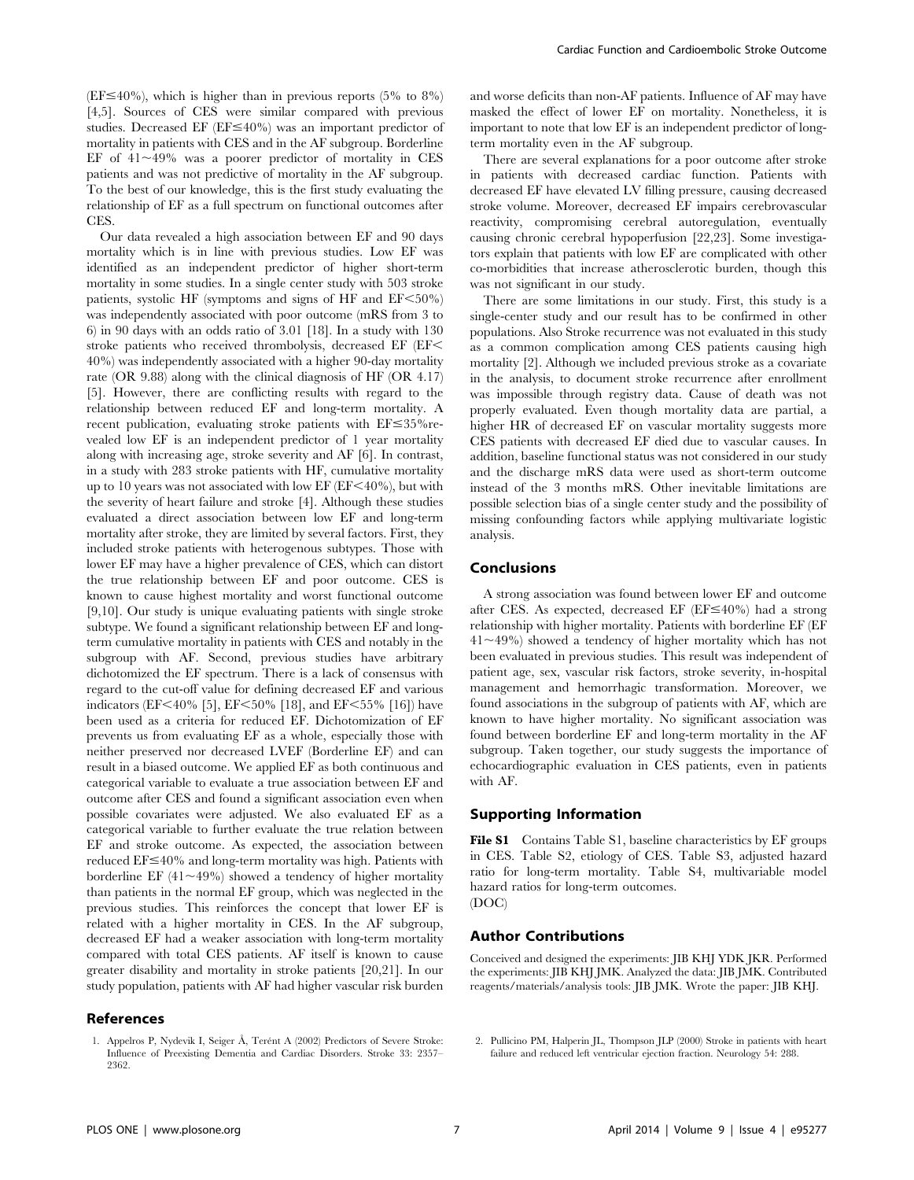(EF≤40%), which is higher than in previous reports (5% to 8%) [4,5]. Sources of CES were similar compared with previous studies. Decreased EF (EF≤40%) was an important predictor of mortality in patients with CES and in the AF subgroup. Borderline EF of 41~49% was a poorer predictor of mortality in CES patients and was not predictive of mortality in the AF subgroup. To the best of our knowledge, this is the first study evaluating the relationship of EF as a full spectrum on functional outcomes after CES.

Our data revealed a high association between EF and 90 days mortality which is in line with previous studies. Low EF was identified as an independent predictor of higher short-term mortality in some studies. In a single center study with 503 stroke patients, systolic HF (symptoms and signs of HF and EF<50%) was independently associated with poor outcome (mRS from 3 to 6) in 90 days with an odds ratio of 3.01 [18]. In a study with 130 stroke patients who received thrombolysis, decreased EF (EF< 40%) was independently associated with a higher 90-day mortality rate (OR 9.88) along with the clinical diagnosis of HF (OR 4.17) [5]. However, there are conflicting results with regard to the relationship between reduced EF and long-term mortality. A recent publication, evaluating stroke patients with EF≤35%revealed low EF is an independent predictor of 1 year mortality along with increasing age, stroke severity and AF [6]. In contrast, in a study with 283 stroke patients with HF, cumulative mortality up to 10 years was not associated with low EF (EF<40%), but with the severity of heart failure and stroke [4]. Although these studies evaluated a direct association between low EF and long-term mortality after stroke, they are limited by several factors. First, they included stroke patients with heterogenous subtypes. Those with lower EF may have a higher prevalence of CES, which can distort the true relationship between EF and poor outcome. CES is known to cause highest mortality and worst functional outcome [9,10]. Our study is unique evaluating patients with single stroke subtype. We found a significant relationship between EF and long-term cumulative mortality in patients with CES and notably in the subgroup with AF. Second, previous studies have arbitrary dichotomized the EF spectrum. There is a lack of consensus with regard to the cut-off value for defining decreased EF and various indicators (EF<40% [5], EF<50% [18], and EF<55% [16]) have been used as a criteria for reduced EF. Dichotomization of EF prevents us from evaluating EF as a whole, especially those with neither preserved nor decreased LVEF (Borderline EF) and can result in a biased outcome. We applied EF as both continuous and categorical variable to evaluate a true association between EF and outcome after CES and found a significant association even when possible covariates were adjusted. We also evaluated EF as a categorical variable to further evaluate the true relation between EF and stroke outcome. As expected, the association between reduced EF≤40% and long-term mortality was high. Patients with borderline EF (41~49%) showed a tendency of higher mortality than patients in the normal EF group, which was neglected in the previous studies. This reinforces the concept that lower EF is related with a higher mortality in CES. In the AF subgroup, decreased EF had a weaker association with long-term mortality compared with total CES patients. AF itself is known to cause greater disability and mortality in stroke patients [20,21]. In our study population, patients with AF had higher vascular risk burden and worse deficits than non-AF patients. Influence of AF may have masked the effect of lower EF on mortality. Nonetheless, it is important to note that low EF is an independent predictor of long-term mortality even in the AF subgroup.

There are several explanations for a poor outcome after stroke in patients with decreased cardiac function. Patients with decreased EF have elevated LV filling pressure, causing decreased stroke volume. Moreover, decreased EF impairs cerebrovascular reactivity, compromising cerebral autoregulation, eventually causing chronic cerebral hypoperfusion [22,23]. Some investigators explain that patients with low EF are complicated with other co-morbidities that increase atherosclerotic burden, though this was not significant in our study.

There are some limitations in our study. First, this study is a single-center study and our result has to be confirmed in other populations. Also Stroke recurrence was not evaluated in this study as a common complication among CES patients causing high mortality [2]. Although we included previous stroke as a covariate in the analysis, to document stroke recurrence after enrollment was impossible through registry data. Cause of death was not properly evaluated. Even though mortality data are partial, a higher HR of decreased EF on vascular mortality suggests more CES patients with decreased EF died due to vascular causes. In addition, baseline functional status was not considered in our study and the discharge mRS data were used as short-term outcome instead of the 3 months mRS. Other inevitable limitations are possible selection bias of a single center study and the possibility of missing confounding factors while applying multivariate logistic analysis.

## Conclusions

A strong association was found between lower EF and outcome after CES. As expected, decreased EF (EF≤40%) had a strong relationship with higher mortality. Patients with borderline EF (EF 41~49%) showed a tendency of higher mortality which has not been evaluated in previous studies. This result was independent of patient age, sex, vascular risk factors, stroke severity, in-hospital management and hemorrhagic transformation. Moreover, we found associations in the subgroup of patients with AF, which are known to have higher mortality. No significant association was found between borderline EF and long-term mortality in the AF subgroup. Taken together, our study suggests the importance of echocardiographic evaluation in CES patients, even in patients with AF.

## Supporting Information

**File S1** Contains Table S1, baseline characteristics by EF groups in CES. Table S2, etiology of CES. Table S3, adjusted hazard ratio for long-term mortality. Table S4, multivariable model hazard ratios for long-term outcomes.
(DOC)

## Author Contributions

Conceived and designed the experiments: JIB KHJ YDK JKR. Performed the experiments: JIB KHJ JMK. Analyzed the data: JIB JMK. Contributed reagents/materials/analysis tools: JIB JMK. Wrote the paper: JIB KHJ.

## References

1. Appelros P, Nydevik I, Seiger Å, Terént A (2002) Predictors of Severe Stroke: Influence of Preexisting Dementia and Cardiac Disorders. Stroke 33: 2357–2362.
2. Pullicino PM, Halperin JL, Thompson JLP (2000) Stroke in patients with heart failure and reduced left ventricular ejection fraction. Neurology 54: 288.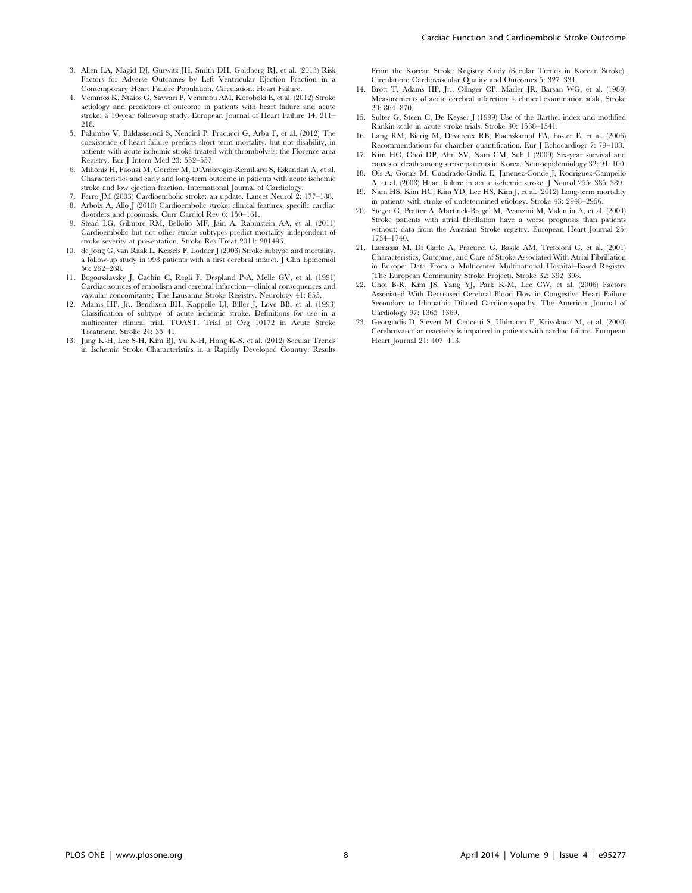3. Allen LA, Magid DJ, Gurwitz JH, Smith DH, Goldberg RJ, et al. (2013) Risk Factors for Adverse Outcomes by Left Ventricular Ejection Fraction in a Contemporary Heart Failure Population. Circulation: Heart Failure.
4. Vemmos K, Ntaios G, Savvari P, Vemmou AM, Koroboki E, et al. (2012) Stroke aetiology and predictors of outcome in patients with heart failure and acute stroke: a 10-year follow-up study. European Journal of Heart Failure 14: 211–218.
5. Palumbo V, Baldasseroni S, Nencini P, Pracucci G, Arba F, et al. (2012) The coexistence of heart failure predicts short term mortality, but not disability, in patients with acute ischemic stroke treated with thrombolysis: the Florence area Registry. Eur J Intern Med 23: 552–557.
6. Milionis H, Faouzi M, Cordier M, D'Ambrogio-Remillard S, Eskandari A, et al. Characteristics and early and long-term outcome in patients with acute ischemic stroke and low ejection fraction. International Journal of Cardiology.
7. Ferro JM (2003) Cardioembolic stroke: an update. Lancet Neurol 2: 177–188.
8. Arboix A, Alio J (2010) Cardioembolic stroke: clinical features, specific cardiac disorders and prognosis. Curr Cardiol Rev 6: 150–161.
9. Stead LG, Gilmore RM, Bellolio MF, Jain A, Rabinstein AA, et al. (2011) Cardioembolic but not other stroke subtypes predict mortality independent of stroke severity at presentation. Stroke Res Treat 2011: 281496.
10. de Jong G, van Raak L, Kessels F, Lodder J (2003) Stroke subtype and mortality. a follow-up study in 998 patients with a first cerebral infarct. J Clin Epidemiol 56: 262–268.
11. Bogousslavsky J, Cachin C, Regli F, Despland P-A, Melle GV, et al. (1991) Cardiac sources of embolism and cerebral infarction—clinical consequences and vascular concomitants: The Lausanne Stroke Registry. Neurology 41: 855.
12. Adams HP, Jr., Bendixen BH, Kappelle LJ, Biller J, Love BB, et al. (1993) Classification of subtype of acute ischemic stroke. Definitions for use in a multicenter clinical trial. TOAST. Trial of Org 10172 in Acute Stroke Treatment. Stroke 24: 35–41.
13. Jung K-H, Lee S-H, Kim BJ, Yu K-H, Hong K-S, et al. (2012) Secular Trends in Ischemic Stroke Characteristics in a Rapidly Developed Country: Results From the Korean Stroke Registry Study (Secular Trends in Korean Stroke). Circulation: Cardiovascular Quality and Outcomes 5: 327–334.
14. Brott T, Adams HP, Jr., Olinger CP, Marler JR, Barsan WG, et al. (1989) Measurements of acute cerebral infarction: a clinical examination scale. Stroke 20: 864–870.
15. Sulter G, Steen C, De Keyser J (1999) Use of the Barthel index and modified Rankin scale in acute stroke trials. Stroke 30: 1538–1541.
16. Lang RM, Bierig M, Devereux RB, Flachskampf FA, Foster E, et al. (2006) Recommendations for chamber quantification. Eur J Echocardiogr 7: 79–108.
17. Kim HC, Choi DP, Ahn SV, Nam CM, Suh I (2009) Six-year survival and causes of death among stroke patients in Korea. Neuroepidemiology 32: 94–100.
18. Ois A, Gomis M, Cuadrado-Godia E, Jimenez-Conde J, Rodriguez-Campello A, et al. (2008) Heart failure in acute ischemic stroke. J Neurol 255: 385–389.
19. Nam HS, Kim HC, Kim YD, Lee HS, Kim J, et al. (2012) Long-term mortality in patients with stroke of undetermined etiology. Stroke 43: 2948–2956.
20. Steger C, Pratter A, Martinek-Bregel M, Avanzini M, Valentin A, et al. (2004) Stroke patients with atrial fibrillation have a worse prognosis than patients without: data from the Austrian Stroke registry. European Heart Journal 25: 1734–1740.
21. Lamassa M, Di Carlo A, Pracucci G, Basile AM, Trefoloni G, et al. (2001) Characteristics, Outcome, and Care of Stroke Associated With Atrial Fibrillation in Europe: Data From a Multicenter Multinational Hospital–Based Registry (The European Community Stroke Project). Stroke 32: 392–398.
22. Choi B-R, Kim JS, Yang YJ, Park K-M, Lee CW, et al. (2006) Factors Associated With Decreased Cerebral Blood Flow in Congestive Heart Failure Secondary to Idiopathic Dilated Cardiomyopathy. The American Journal of Cardiology 97: 1365–1369.
23. Georgiadis D, Sievert M, Cencetti S, Uhlmann F, Krivokuca M, et al. (2000) Cerebrovascular reactivity is impaired in patients with cardiac failure. European Heart Journal 21: 407–413.